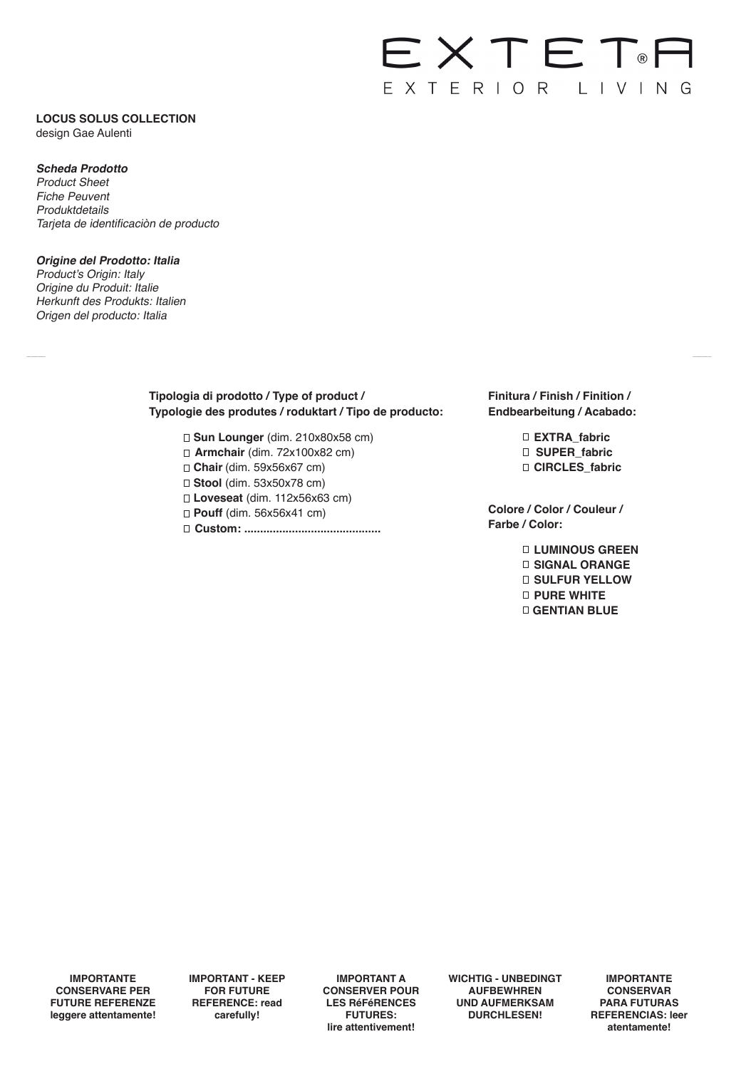# EXTETA®
EXTERIOR LIVING

**LOCUS SOLUS COLLECTION**
design Gae Aulenti

***Scheda Prodotto***
*Product Sheet*
*Fiche Peuvent*
*Produktdetails*
*Tarjeta de identificaciòn de producto*

***Origine del Prodotto: Italia***
*Product's Origin: Italy*
*Origine du Produit: Italie*
*Herkunft des Produkts: Italien*
*Origen del producto: Italia*

**Tipologia di prodotto / Type of product / Typologie des produtes / roduktart / Tipo de producto:**

- ☐ **Sun Lounger** (dim. 210x80x58 cm)
- ☐ **Armchair** (dim. 72x100x82 cm)
- ☐ **Chair** (dim. 59x56x67 cm)
- ☐ **Stool** (dim. 53x50x78 cm)
- ☐ **Loveseat** (dim. 112x56x63 cm)
- ☐ **Pouff** (dim. 56x56x41 cm)
- ☐ **Custom: ..........................................**

**Finitura / Finish / Finition / Endbearbeitung / Acabado:**

- ☐ **EXTRA_fabric**
- ☐ **SUPER_fabric**
- ☐ **CIRCLES_fabric**

**Colore / Color / Couleur / Farbe / Color:**

- ☐ **LUMINOUS GREEN**
- ☐ **SIGNAL ORANGE**
- ☐ **SULFUR YELLOW**
- ☐ **PURE WHITE**
- ☐ **GENTIAN BLUE**

**IMPORTANTE CONSERVARE PER FUTURE REFERENZE leggere attentamente!**

**IMPORTANT - KEEP FOR FUTURE REFERENCE: read carefully!**

**IMPORTANT A CONSERVER POUR LES RéFéRENCES FUTURES: lire attentivement!**

**WICHTIG - UNBEDINGT AUFBEWHREN UND AUFMERKSAM DURCHLESEN!**

**IMPORTANTE CONSERVAR PARA FUTURAS REFERENCIAS: leer atentamente!**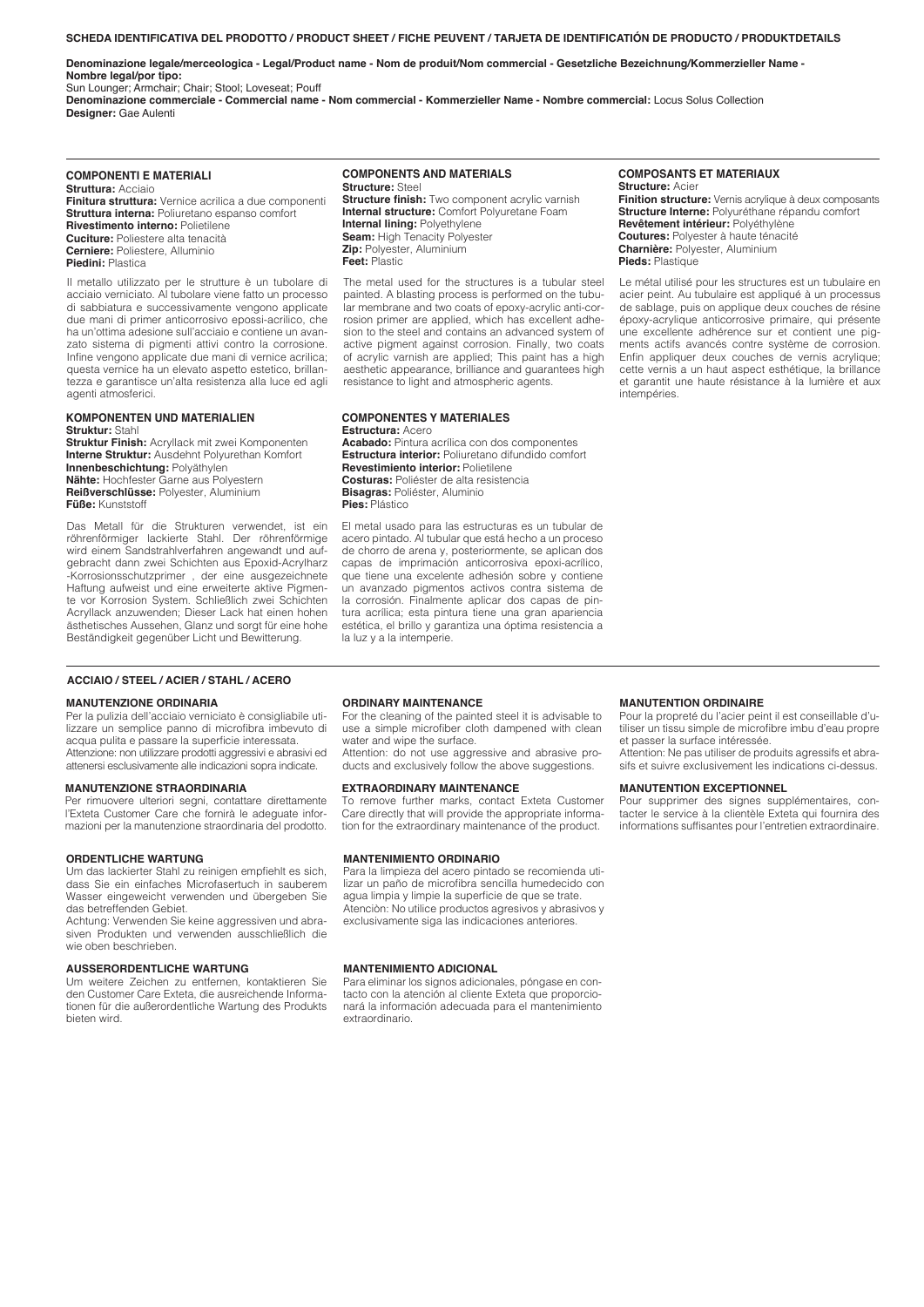**SCHEDA IDENTIFICATIVA DEL PRODOTTO / PRODUCT SHEET / FICHE PEUVENT / TARJETA DE IDENTIFICATIÓN DE PRODUCTO / PRODUKTDETAILS**

**Denominazione legale/merceologica - Legal/Product name - Nom de produit/Nom commercial - Gesetzliche Bezeichnung/Kommerzieller Name - Nombre legal/por tipo:**
Sun Lounger; Armchair; Chair; Stool; Loveseat; Pouff
**Denominazione commerciale - Commercial name - Nom commercial - Kommerzieller Name - Nombre commercial:** Locus Solus Collection
**Designer:** Gae Aulenti

### COMPONENTI E MATERIALI

**Struttura:** Acciaio
**Finitura struttura:** Vernice acrilica a due componenti
**Struttura interna:** Poliuretano espanso comfort
**Rivestimento interno:** Polietilene
**Cuciture:** Poliestere alta tenacità
**Cerniere:** Poliestere, Alluminio
**Piedini:** Plastica

Il metallo utilizzato per le strutture è un tubolare di acciaio verniciato. Al tubolare viene fatto un processo di sabbiatura e successivamente vengono applicate due mani di primer anticorrosivo epossi-acrilico, che ha un'ottima adesione sull'acciaio e contiene un avanzato sistema di pigmenti attivi contro la corrosione. Infine vengono applicate due mani di vernice acrilica; questa vernice ha un elevato aspetto estetico, brillantezza e garantisce un'alta resistenza alla luce ed agli agenti atmosferici.

### COMPONENTS AND MATERIALS

**Structure:** Steel
**Structure finish:** Two component acrylic varnish
**Internal structure:** Comfort Polyurethane Foam
**Internal lining:** Polyethylene
**Seam:** High Tenacity Polyester
**Zip:** Polyester, Aluminium
**Feet:** Plastic

The metal used for the structures is a tubular steel painted. A blasting process is performed on the tubular membrane and two coats of epoxy-acrylic anti-corrosion primer are applied, which has excellent adhesion to the steel and contains an advanced system of active pigment against corrosion. Finally, two coats of acrylic varnish are applied; This paint has a high aesthetic appearance, brilliance and guarantees high resistance to light and atmospheric agents.

### COMPOSANTS ET MATERIAUX

**Structure:** Acier
**Finition structure:** Vernis acrylique à deux composants
**Structure Interne:** Polyuréthane répandu comfort
**Revêtement intérieur:** Polyéthylène
**Coutures:** Polyester à haute ténacité
**Charnière:** Polyester, Aluminium
**Pieds:** Plastique

Le métal utilisé pour les structures est un tubulaire en acier peint. Au tubulaire est appliqué à un processus de sablage, puis on applique deux couches de résine époxy-acrylique anticorrosive primaire, qui présente une excellente adhérence sur et contient une pigments actifs avancés contre système de corrosion. Enfin appliquer deux couches de vernis acrylique; cette vernis a un haut aspect esthétique, la brillance et garantit une haute résistance à la lumière et aux intempéries.

### KOMPONENTEN UND MATERIALIEN

**Struktur:** Stahl
**Struktur Finish:** Acryllack mit zwei Komponenten
**Interne Struktur:** Ausdehnt Polyurethan Komfort
**Innenbeschichtung:** Polyäthylen
**Nähte:** Hochfester Garne aus Polyestern
**Reißverschlüsse:** Polyester, Aluminium
**Füße:** Kunststoff

Das Metall für die Strukturen verwendet, ist ein röhrenförmiger lackierte Stahl. Der röhrenförmige wird einem Sandstrahlverfahren angewandt und aufgebracht dann zwei Schichten aus Epoxid-Acrylharz -Korrosionsschutzprimer , der eine ausgezeichnete Haftung aufweist und eine erweiterte aktive Pigmente vor Korrosion System. Schließlich zwei Schichten Acryllack anzuwenden; Dieser Lack hat einen hohen ästhetisches Aussehen, Glanz und sorgt für eine hohe Beständigkeit gegenüber Licht und Bewitterung.

### COMPONENTES Y MATERIALES

**Estructura:** Acero
**Acabado:** Pintura acrílica con dos componentes
**Estructura interior:** Poliuretano difundido comfort
**Revestimiento interior:** Polietilene
**Costuras:** Poliéster de alta resistencia
**Bisagras:** Poliéster, Aluminio
**Pies:** Plástico

El metal usado para las estructuras es un tubular de acero pintado. Al tubular que está hecho a un proceso de chorro de arena y, posteriormente, se aplican dos capas de imprimación anticorrosiva epoxi-acrílico, que tiene una excelente adhesión sobre y contiene un avanzado pigmentos activos contra sistema de la corrosión. Finalmente aplicar dos capas de pintura acrílica; esta pintura tiene una gran apariencia estética, el brillo y garantiza una óptima resistencia a la luz y a la intemperie.

## ACCIAIO / STEEL / ACIER / STAHL / ACERO

### MANUTENZIONE ORDINARIA

Per la pulizia dell'acciaio verniciato è consigliabile utilizzare un semplice panno di microfibra imbevuto di acqua pulita e passare la superficie interessata.
Attenzione: non utilizzare prodotti aggressivi e abrasivi ed attenersi esclusivamente alle indicazioni sopra indicate.

### MANUTENZIONE STRAORDINARIA

Per rimuovere ulteriori segni, contattare direttamente l'Exteta Customer Care che fornirà le adeguate informazioni per la manutenzione straordinaria del prodotto.

### ORDINARY MAINTENANCE

For the cleaning of the painted steel it is advisable to use a simple microfiber cloth dampened with clean water and wipe the surface.
Attention: do not use aggressive and abrasive products and exclusively follow the above suggestions.

### EXTRAORDINARY MAINTENANCE

To remove further marks, contact Exteta Customer Care directly that will provide the appropriate information for the extraordinary maintenance of the product.

### MANUTENTION ORDINAIRE

Pour la propreté du l'acier peint il est conseillable d'utiliser un tissu simple de microfibre imbu d'eau propre et passer la surface intéressée.
Attention: Ne pas utiliser de produits agressifs et abrasifs et suivre exclusivement les indications ci-dessus.

### MANUTENTION EXCEPTIONNEL

Pour supprimer des signes supplémentaires, contacter le service à la clientèle Exteta qui fournira des informations suffisantes pour l'entretien extraordinaire.

### ORDENTLICHE WARTUNG

Um das lackierter Stahl zu reinigen empfiehlt es sich, dass Sie ein einfaches Microfasertuch in sauberem Wasser eingeweicht verwenden und übergeben Sie das betreffenden Gebiet.
Achtung: Verwenden Sie keine aggressiven und abrasiven Produkten und verwenden ausschließlich die wie oben beschrieben.

### AUSSERORDENTLICHE WARTUNG

Um weitere Zeichen zu entfernen, kontaktieren Sie den Customer Care Exteta, die ausreichende Informationen für die außerordentliche Wartung des Produkts bieten wird.

### MANTENIMIENTO ORDINARIO

Para la limpieza del acero pintado se recomienda utilizar un paño de microfibra sencilla humedecido con agua limpia y limpie la superficie de que se trate.
Atenciòn: No utilice productos agresivos y abrasivos y exclusivamente siga las indicaciones anteriores.

### MANTENIMIENTO ADICIONAL

Para eliminar los signos adicionales, póngase en contacto con la atención al cliente Exteta que proporcionará la información adecuada para el mantenimiento extraordinario.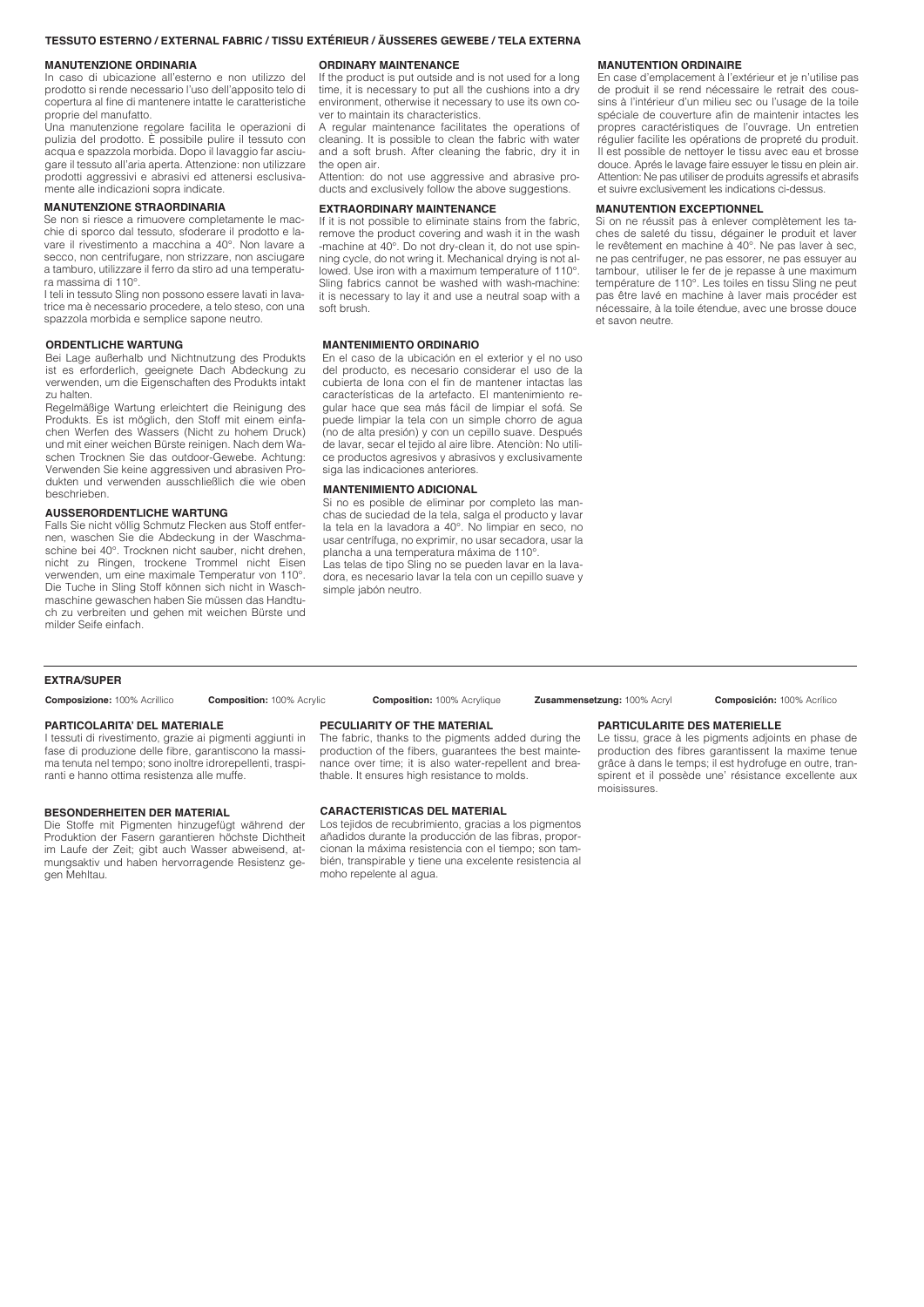## TESSUTO ESTERNO / EXTERNAL FABRIC / TISSU EXTÉRIEUR / ÄUSSERES GEWEBE / TELA EXTERNA

### MANUTENZIONE ORDINARIA

In caso di ubicazione all'esterno e non utilizzo del prodotto si rende necessario l'uso dell'apposito telo di copertura al fine di mantenere intatte le caratteristiche proprie del manufatto.

Una manutenzione regolare facilita le operazioni di pulizia del prodotto. È possibile pulire il tessuto con acqua e spazzola morbida. Dopo il lavaggio far asciugare il tessuto all'aria aperta. Attenzione: non utilizzare prodotti aggressivi e abrasivi ed attenersi esclusivamente alle indicazioni sopra indicate.

### MANUTENZIONE STRAORDINARIA

Se non si riesce a rimuovere completamente le macchie di sporco dal tessuto, sfoderare il prodotto e lavare il rivestimento a macchina a 40°. Non lavare a secco, non centrifugare, non strizzare, non asciugare a tamburo, utilizzare il ferro da stiro ad una temperatura massima di 110°.

I teli in tessuto Sling non possono essere lavati in lavatrice ma è necessario procedere, a telo steso, con una spazzola morbida e semplice sapone neutro.

### ORDINARY MAINTENANCE

If the product is put outside and is not used for a long time, it is necessary to put all the cushions into a dry environment, otherwise it necessary to use its own cover to maintain its characteristics.

A regular maintenance facilitates the operations of cleaning. It is possible to clean the fabric with water and a soft brush. After cleaning the fabric, dry it in the open air.

Attention: do not use aggressive and abrasive products and exclusively follow the above suggestions.

### EXTRAORDINARY MAINTENANCE

If it is not possible to eliminate stains from the fabric, remove the product covering and wash it in the wash -machine at 40°. Do not dry-clean it, do not use spinning cycle, do not wring it. Mechanical drying is not allowed. Use iron with a maximum temperature of 110°. Sling fabrics cannot be washed with wash-machine: it is necessary to lay it and use a neutral soap with a soft brush.

### MANUTENTION ORDINAIRE

En case d'emplacement à l'extérieur et je n'utilise pas de produit il se rend nécessaire le retrait des coussins à l'intérieur d'un milieu sec ou l'usage de la toile spéciale de couverture afin de maintenir intactes les propres caractéristiques de l'ouvrage. Un entretien régulier facilite les opérations de propreté du produit. Il est possible de nettoyer le tissu avec eau et brosse douce. Aprés le lavage faire essuyer le tissu en plein air. Attention: Ne pas utiliser de produits agressifs et abrasifs et suivre exclusivement les indications ci-dessus.

### MANUTENTION EXCEPTIONNEL

Si on ne réussit pas à enlever complètement les taches de saleté du tissu, dégainer le produit et laver le revêtement en machine à 40°. Ne pas laver à sec, ne pas centrifuger, ne pas essorer, ne pas essuyer au tambour, utiliser le fer de je repasse à une maximum température de 110°. Les toiles en tissu Sling ne peut pas être lavé en machine à laver mais procéder est nécessaire, à la toile étendue, avec une brosse douce et savon neutre.

### ORDENTLICHE WARTUNG

Bei Lage außerhalb und Nichtnutzung des Produkts ist es erforderlich, geeignete Dach Abdeckung zu verwenden, um die Eigenschaften des Produkts intakt zu halten.

Regelmäßige Wartung erleichtert die Reinigung des Produkts. Es ist möglich, den Stoff mit einem einfachen Werfen des Wassers (Nicht zu hohem Druck) und mit einer weichen Bürste reinigen. Nach dem Waschen Trocknen Sie das outdoor-Gewebe. Achtung: Verwenden Sie keine aggressiven und abrasiven Produkten und verwenden ausschließlich die wie oben beschrieben.

### AUSSERORDENTLICHE WARTUNG

Falls Sie nicht völlig Schmutz Flecken aus Stoff entfernen, waschen Sie die Abdeckung in der Waschmaschine bei 40°. Trocknen nicht sauber, nicht drehen, nicht zu Ringen, trockene Trommel nicht Eisen verwenden, um eine maximale Temperatur von 110°. Die Tuche in Sling Stoff können sich nicht in Waschmaschine gewaschen haben Sie müssen das Handtuch zu verbreiten und gehen mit weichen Bürste und milder Seife einfach.

### MANTENIMIENTO ORDINARIO

En el caso de la ubicación en el exterior y el no uso del producto, es necesario considerar el uso de la cubierta de lona con el fin de mantener intactas las características de la artefacto. El mantenimiento regular hace que sea más fácil de limpiar el sofá. Se puede limpiar la tela con un simple chorro de agua (no de alta presión) y con un cepillo suave. Después de lavar, secar el tejido al aire libre. Atenciòn: No utilice productos agresivos y abrasivos y exclusivamente siga las indicaciones anteriores.

### MANTENIMIENTO ADICIONAL

Si no es posible de eliminar por completo las manchas de suciedad de la tela, salga el producto y lavar la tela en la lavadora a 40°. No limpiar en seco, no usar centrífuga, no exprimir, no usar secadora, usar la plancha a una temperatura máxima de 110°.

Las telas de tipo Sling no se pueden lavar en la lavadora, es necesario lavar la tela con un cepillo suave y simple jabón neutro.

## EXTRA/SUPER

**Composizione:** 100% Acrillico **Composition:** 100% Acrylic **Composition:** 100% Acrylique **Zusammensetzung:** 100% Acryl **Composición:** 100% Acrílico

### PARTICOLARITA' DEL MATERIALE

I tessuti di rivestimento, grazie ai pigmenti aggiunti in fase di produzione delle fibre, garantiscono la massima tenuta nel tempo; sono inoltre idrorepellenti, traspiranti e hanno ottima resistenza alle muffe.

### PECULIARITY OF THE MATERIAL

The fabric, thanks to the pigments added during the production of the fibers, guarantees the best maintenance over time; it is also water-repellent and breathable. It ensures high resistance to molds.

### PARTICULARITE DES MATERIELLE

Le tissu, grace à les pigments adjoints en phase de production des fibres garantissent la maxime tenue grâce à dans le temps; il est hydrofuge en outre, transpirent et il possède une' résistance excellente aux moisissures.

### BESONDERHEITEN DER MATERIAL

Die Stoffe mit Pigmenten hinzugefügt während der Produktion der Fasern garantieren höchste Dichtheit im Laufe der Zeit; gibt auch Wasser abweisend, atmungsaktiv und haben hervorragende Resistenz gegen Mehltau.

### CARACTERISTICAS DEL MATERIAL

Los tejidos de recubrimiento, gracias a los pigmentos añadidos durante la producción de las fibras, proporcionan la máxima resistencia con el tiempo; son también, transpirable y tiene una excelente resistencia al moho repelente al agua.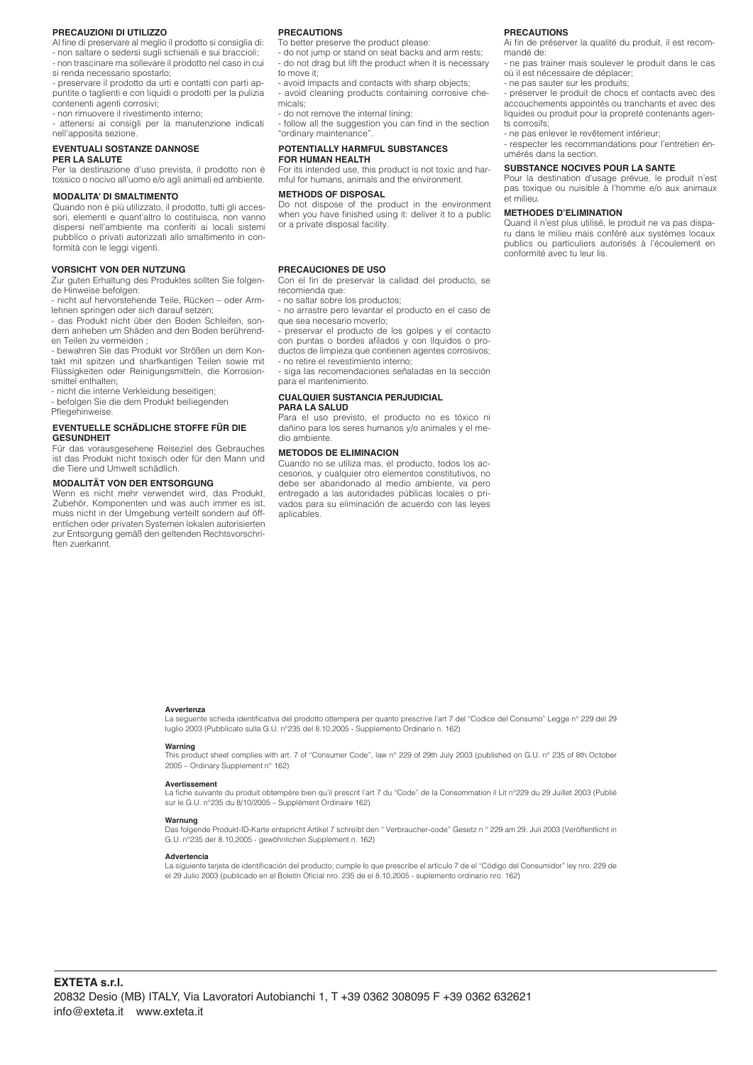**PRECAUZIONI DI UTILIZZO**

Al fine di preservare al meglio il prodotto si consiglia di:
- non saltare o sedersi sugli schienali e sui braccioli;
- non trascinare ma sollevare il prodotto nel caso in cui si renda necessario spostarlo;
- preservare il prodotto da urti e contatti con parti appuntite o taglienti e con liquidi o prodotti per la pulizia contenenti agenti corrosivi;
- non rimuovere il rivestimento interno;
- attenersi ai consigli per la manutenzione indicati nell'apposita sezione.

**EVENTUALI SOSTANZE DANNOSE PER LA SALUTE**

Per la destinazione d'uso prevista, il prodotto non è tossico o nocivo all'uomo e/o agli animali ed ambiente.

**MODALITA' DI SMALTIMENTO**

Quando non è più utilizzato, il prodotto, tutti gli accessori, elementi e quant'altro lo costituisca, non vanno dispersi nell'ambiente ma conferiti ai locali sistemi pubblico o privati autorizzati allo smaltimento in conformità con le leggi vigenti.

**PRECAUTIONS**

To better preserve the product please:
- do not jump or stand on seat backs and arm rests;
- do not drag but lift the product when it is necessary to move it;
- avoid impacts and contacts with sharp objects;
- avoid cleaning products containing corrosive chemicals;
- do not remove the internal lining;
- follow all the suggestion you can find in the section "ordinary maintenance".

**POTENTIALLY HARMFUL SUBSTANCES FOR HUMAN HEALTH**

For its intended use, this product is not toxic and harmful for humans, animals and the environment.

**METHODS OF DISPOSAL**

Do not dispose of the product in the environment when you have finished using it: deliver it to a public or a private disposal facility.

**PRECAUTIONS**

Ai fin de préserver la qualité du produit, il est recommandé de:
- ne pas trainer mais soulever le produit dans le cas où il est nécessaire de déplacer;
- ne pas sauter sur les produits;
- préserver le produit de chocs et contacts avec des accouchements appointés ou tranchants et avec des liquides ou produit pour la propreté contenants agents corrosifs;
- ne pas enlever le revêtement intérieur;
- respecter les recommandations pour l'entretien énumérés dans la section.

**SUBSTANCE NOCIVES POUR LA SANTE**

Pour la destination d'usage prévue, le produit n'est pas toxique ou nuisible à l'homme e/o aux animaux et milieu.

**METHODES D'ELIMINATION**

Quand il n'est plus utilisé, le produit ne va pas disparu dans le milieu mais conféré aux systèmes locaux publics ou particuliers autorisés à l'écoulement en conformité avec tu leur lis.

**VORSICHT VON DER NUTZUNG**

Zur guten Erhaltung des Produktes sollten Sie folgende Hinweise befolgen:
- nicht auf hervorstehende Teile, Rücken – oder Armlehnen springen oder sich darauf setzen;
- das Produkt nicht über den Boden Schleifen, sondern anheben um Shäden and den Boden berührenden Teilen zu vermeiden ;
- bewahren Sie das Produkt vor Strößen un dem Kontakt mit spitzen und sharfkantigen Teilen sowie mit Flüssigkeiten oder Reinigungsmitteln, die Korrosionsmittel enthalten;
- nicht die interne Verkleidung beseitigen;
- befolgen Sie die dem Produkt beiliegenden Pflegehinweise.

**EVENTUELLE SCHÄDLICHE STOFFE FÜR DIE GESUNDHEIT**

Für das vorausgesehene Reiseziel des Gebrauches ist das Produkt nicht toxisch oder für den Mann und die Tiere und Umwelt schädlich.

**MODALITÄT VON DER ENTSORGUNG**

Wenn es nicht mehr verwendet wird, das Produkt, Zubehör, Komponenten und was auch immer es ist, muss nicht in der Umgebung verteilt sondern auf öffentlichen oder privaten Systemen lokalen autorisierten zur Entsorgung gemäß den geltenden Rechtsvorschriften zuerkannt.

**PRECAUCIONES DE USO**

Con el fin de preservar la calidad del producto, se recomienda que:
- no saltar sobre los productos;
- no arrastre pero levantar el producto en el caso de que sea necesario moverlo;
- preservar el producto de los golpes y el contacto con puntas o bordes afilados y con líquidos o productos de limpieza que contienen agentes corrosivos;
- no retire el revestimiento interno;
- siga las recomendaciones señaladas en la sección para el mantenimiento.

**CUALQUIER SUSTANCIA PERJUDICIAL PARA LA SALUD**

Para el uso previsto, el producto no es tóxico ni dañino para los seres humanos y/o animales y el medio ambiente.

**METODOS DE ELIMINACION**

Cuando no se utiliza mas, el producto, todos los accesorios, y cualquier otro elementos constitutivos, no debe ser abandonado al medio ambiente, va pero entregado a las autoridades públicas locales o privados para su eliminación de acuerdo con las leyes aplicables.

**Avvertenza**

La seguente scheda identificativa del prodotto ottempera per quanto prescrive l'art 7 del "Codice del Consumo" Legge n° 229 del 29 luglio 2003 (Pubblicato sulla G.U. n°235 del 8.10,2005 - Supplemento Ordinario n. 162)

**Warning**

This product sheet complies with art. 7 of "Consumer Code", law n° 229 of 29th July 2003 (published on G.U. n° 235 of 8th October 2005 – Ordinary Supplement n° 162)

**Avertissement**

La fiche suivante du produit obtempère bien qu'il prescrit l'art 7 du "Code" de la Consommation il Lit n°229 du 29 Juillet 2003 (Publié sur le G.U. n°235 du 8/10/2005 – Supplément Ordinaire 162)

**Warnung**

Das folgende Produkt-ID-Karte entspricht Artikel 7 schreibt den " Verbraucher-code" Gesetz n ° 229 am 29. Juli 2003 (Veröffentlicht in G.U. n°235 der 8.10,2005 - gewöhnlichen Supplement n. 162)

**Advertencia**

La siguiente tarjeta de identificación del producto; cumple lo que prescribe el artículo 7 de el "Código del Consumidor" ley nro. 229 de el 29 Julio 2003 (publicado en el Boletín Oficial nro. 235 de el 8.10,2005 - suplemento ordinario nro. 162)

**EXTETA s.r.l.**

20832 Desio (MB) ITALY, Via Lavoratori Autobianchi 1, T +39 0362 308095 F +39 0362 632621
info@exteta.it www.exteta.it